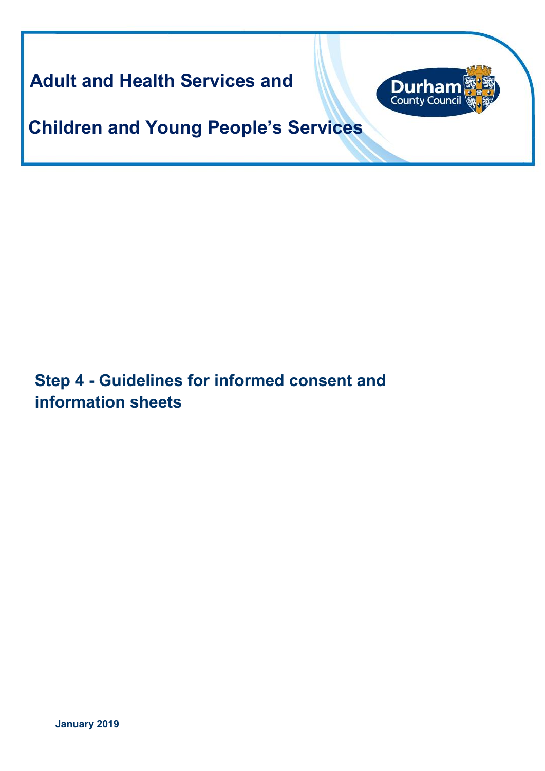# Adult and Health Services and

# Children and Young People's Services

Durham County Council

## Step 4 - Guidelines for informed consent and information sheets

**January 2019**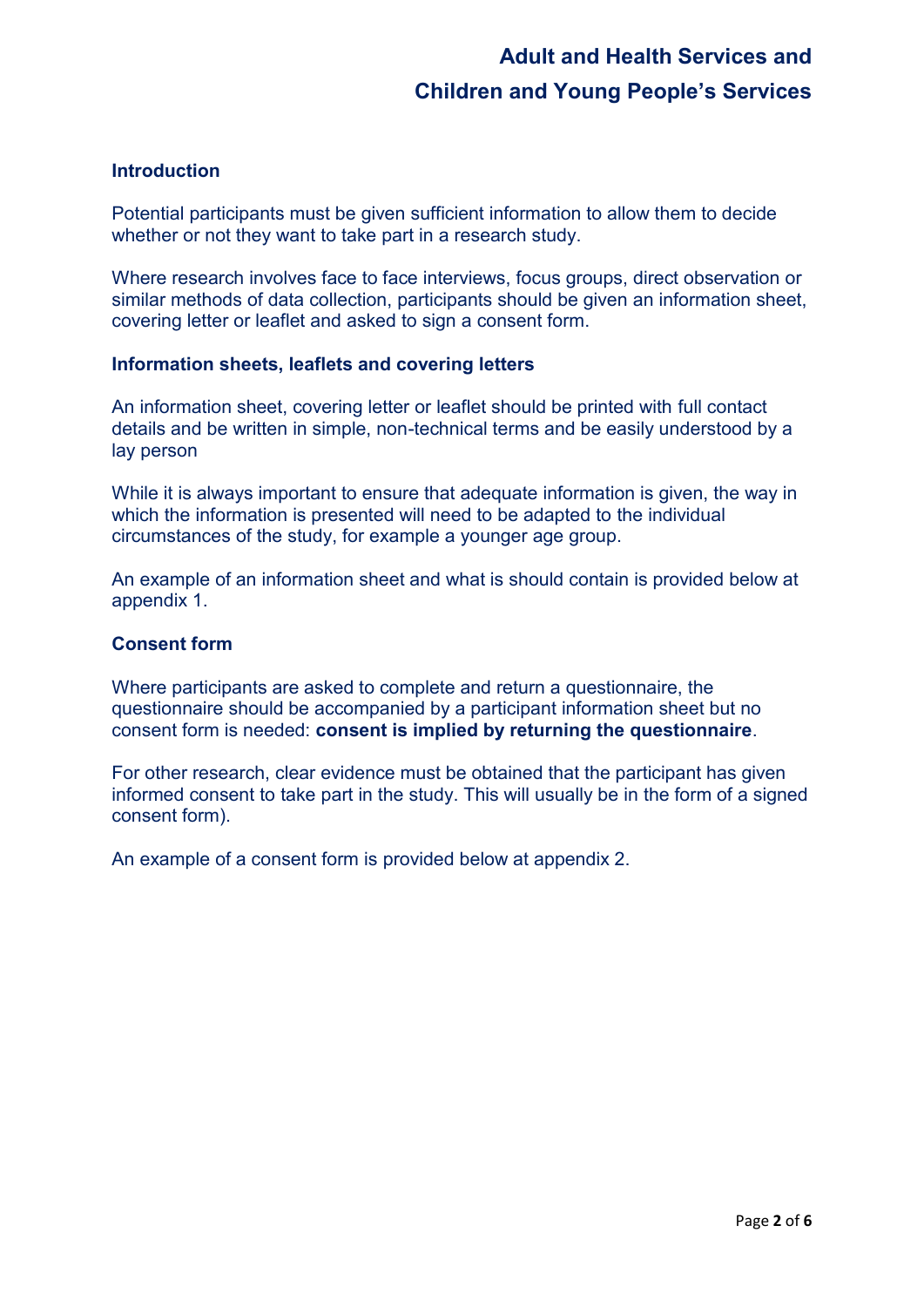## Introduction

Potential participants must be given sufficient information to allow them to decide whether or not they want to take part in a research study.

Where research involves face to face interviews, focus groups, direct observation or similar methods of data collection, participants should be given an information sheet, covering letter or leaflet and asked to sign a consent form.

## Information sheets, leaflets and covering letters

An information sheet, covering letter or leaflet should be printed with full contact details and be written in simple, non-technical terms and be easily understood by a lay person

While it is always important to ensure that adequate information is given, the way in which the information is presented will need to be adapted to the individual circumstances of the study, for example a younger age group.

An example of an information sheet and what is should contain is provided below at appendix 1.

## Consent form

Where participants are asked to complete and return a questionnaire, the questionnaire should be accompanied by a participant information sheet but no consent form is needed: **consent is implied by returning the questionnaire**.

For other research, clear evidence must be obtained that the participant has given informed consent to take part in the study. This will usually be in the form of a signed consent form).

An example of a consent form is provided below at appendix 2.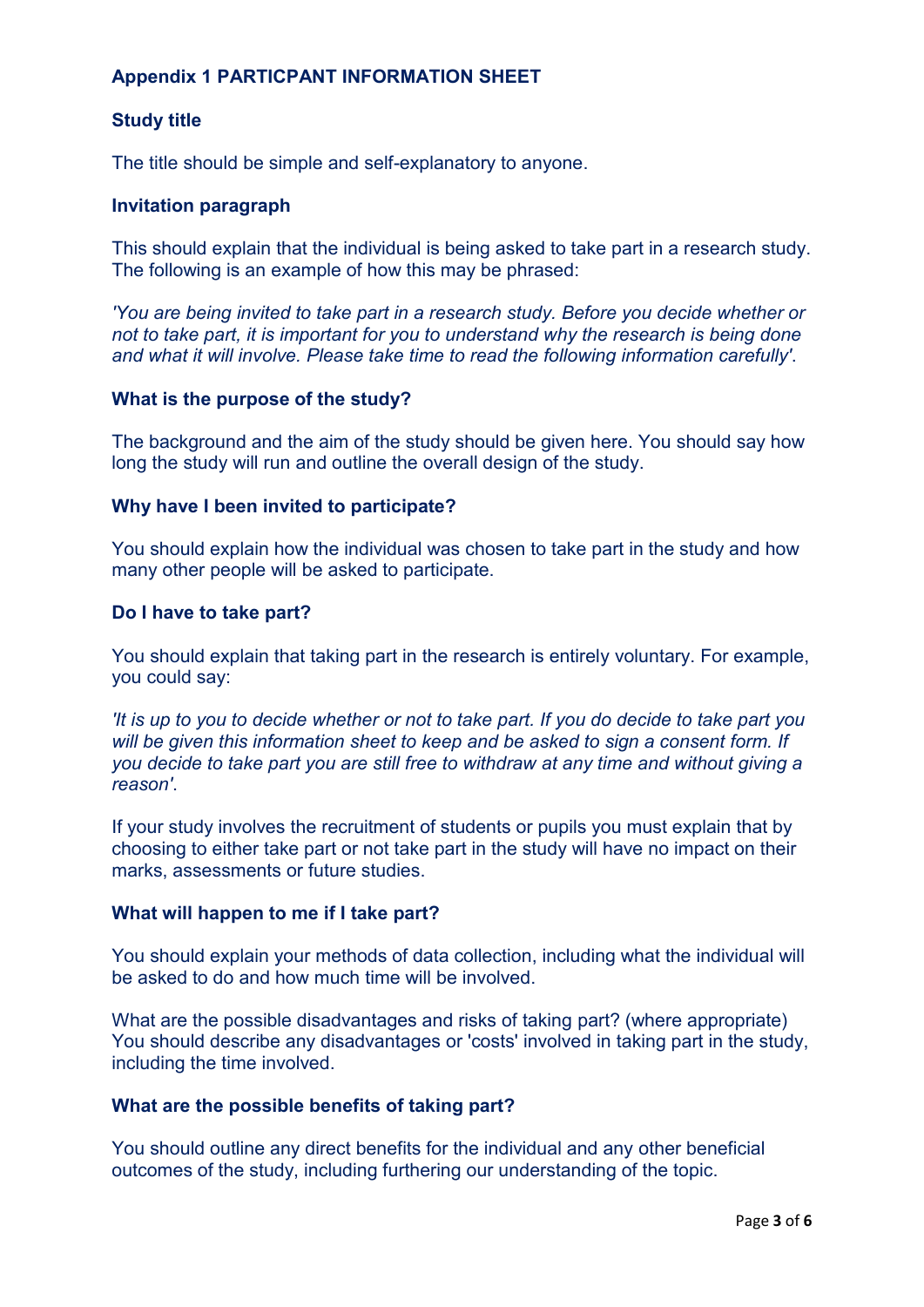## Appendix 1 PARTICPANT INFORMATION SHEET

### Study title

The title should be simple and self-explanatory to anyone.

### Invitation paragraph

This should explain that the individual is being asked to take part in a research study. The following is an example of how this may be phrased:

*'You are being invited to take part in a research study. Before you decide whether or not to take part, it is important for you to understand why the research is being done and what it will involve. Please take time to read the following information carefully'.*

### What is the purpose of the study?

The background and the aim of the study should be given here. You should say how long the study will run and outline the overall design of the study.

### Why have I been invited to participate?

You should explain how the individual was chosen to take part in the study and how many other people will be asked to participate.

### Do I have to take part?

You should explain that taking part in the research is entirely voluntary. For example, you could say:

*'It is up to you to decide whether or not to take part. If you do decide to take part you will be given this information sheet to keep and be asked to sign a consent form. If you decide to take part you are still free to withdraw at any time and without giving a reason'.*

If your study involves the recruitment of students or pupils you must explain that by choosing to either take part or not take part in the study will have no impact on their marks, assessments or future studies.

### What will happen to me if I take part?

You should explain your methods of data collection, including what the individual will be asked to do and how much time will be involved.

What are the possible disadvantages and risks of taking part? (where appropriate) You should describe any disadvantages or 'costs' involved in taking part in the study, including the time involved.

### What are the possible benefits of taking part?

You should outline any direct benefits for the individual and any other beneficial outcomes of the study, including furthering our understanding of the topic.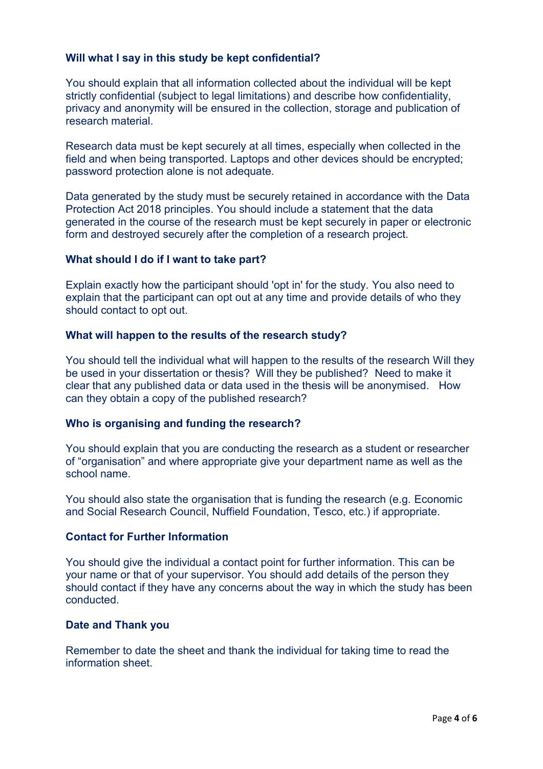### Will what I say in this study be kept confidential?

You should explain that all information collected about the individual will be kept strictly confidential (subject to legal limitations) and describe how confidentiality, privacy and anonymity will be ensured in the collection, storage and publication of research material.

Research data must be kept securely at all times, especially when collected in the field and when being transported. Laptops and other devices should be encrypted; password protection alone is not adequate.

Data generated by the study must be securely retained in accordance with the Data Protection Act 2018 principles. You should include a statement that the data generated in the course of the research must be kept securely in paper or electronic form and destroyed securely after the completion of a research project.

### What should I do if I want to take part?

Explain exactly how the participant should 'opt in' for the study. You also need to explain that the participant can opt out at any time and provide details of who they should contact to opt out.

### What will happen to the results of the research study?

You should tell the individual what will happen to the results of the research Will they be used in your dissertation or thesis? Will they be published? Need to make it clear that any published data or data used in the thesis will be anonymised. How can they obtain a copy of the published research?

### Who is organising and funding the research?

You should explain that you are conducting the research as a student or researcher of "organisation" and where appropriate give your department name as well as the school name.

You should also state the organisation that is funding the research (e.g. Economic and Social Research Council, Nuffield Foundation, Tesco, etc.) if appropriate.

### Contact for Further Information

You should give the individual a contact point for further information. This can be your name or that of your supervisor. You should add details of the person they should contact if they have any concerns about the way in which the study has been conducted.

### Date and Thank you

Remember to date the sheet and thank the individual for taking time to read the information sheet.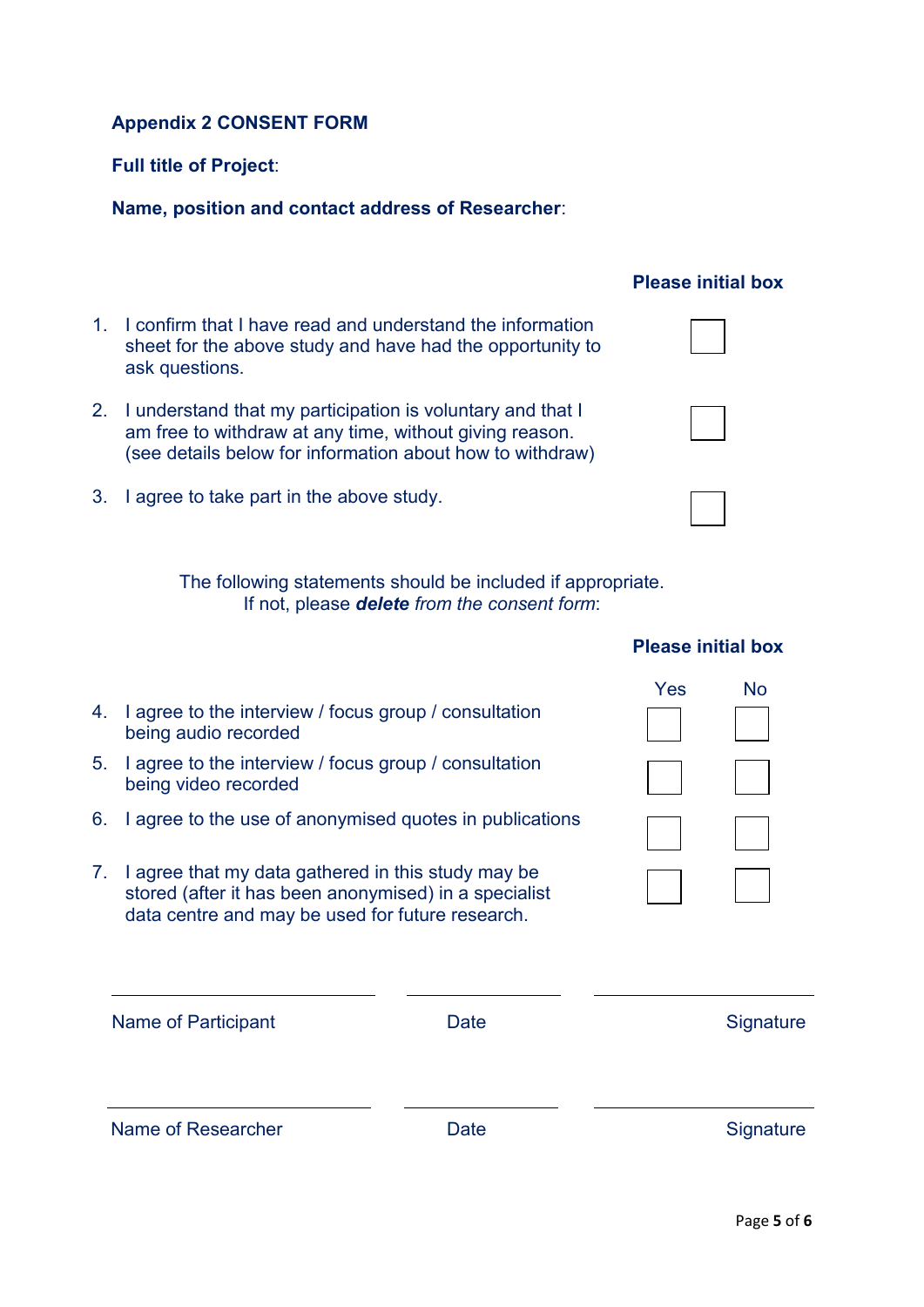**Appendix 2 CONSENT FORM**

**Full title of Project**:

**Name, position and contact address of Researcher**:

| | **Please initial box** |
|---|---|
| 1. I confirm that I have read and understand the information sheet for the above study and have had the opportunity to ask questions. | ☐ |
| 2. I understand that my participation is voluntary and that I am free to withdraw at any time, without giving reason. (see details below for information about how to withdraw) | ☐ |
| 3. I agree to take part in the above study. | ☐ |

The following statements should be included if appropriate.
If not, please ***delete*** *from the consent form*:

| | **Please initial box** | |
|---|---|---|
| | Yes | No |
| 4. I agree to the interview / focus group / consultation being audio recorded | ☐ | ☐ |
| 5. I agree to the interview / focus group / consultation being video recorded | ☐ | ☐ |
| 6. I agree to the use of anonymised quotes in publications | ☐ | ☐ |
| 7. I agree that my data gathered in this study may be stored (after it has been anonymised) in a specialist data centre and may be used for future research. | ☐ | ☐ |

| ______________________ | ____________ | ______________________ |
|---|---|---|
| Name of Participant | Date | Signature |

| ______________________ | ____________ | ______________________ |
|---|---|---|
| Name of Researcher | Date | Signature |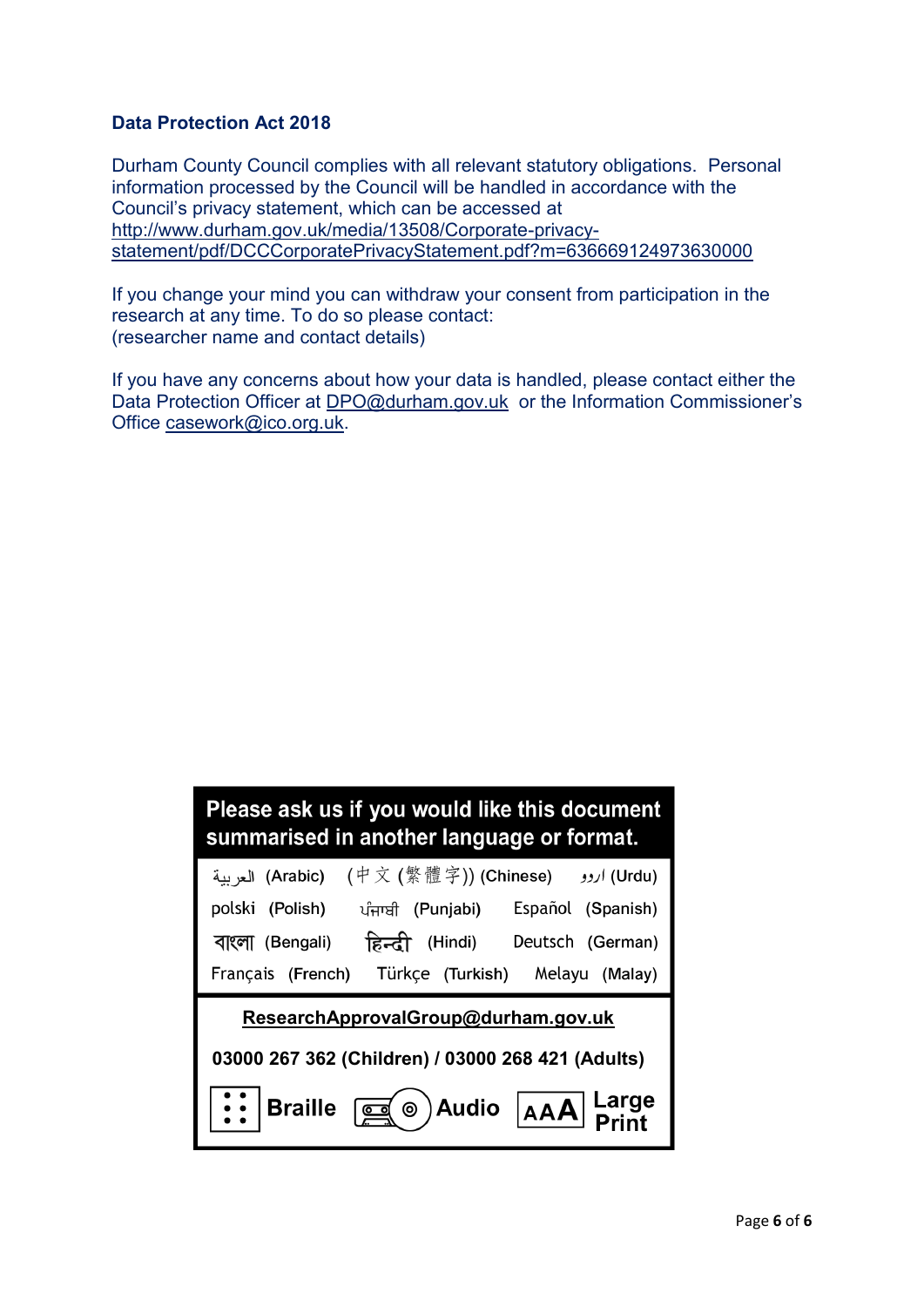## Data Protection Act 2018

Durham County Council complies with all relevant statutory obligations. Personal information processed by the Council will be handled in accordance with the Council's privacy statement, which can be accessed at http://www.durham.gov.uk/media/13508/Corporate-privacy-statement/pdf/DCCCorporatePrivacyStatement.pdf?m=636669124973630000

If you change your mind you can withdraw your consent from participation in the research at any time. To do so please contact:
(researcher name and contact details)

If you have any concerns about how your data is handled, please contact either the Data Protection Officer at DPO@durham.gov.uk or the Information Commissioner's Office casework@ico.org.uk.

**Please ask us if you would like this document summarised in another language or format.**

العربية (Arabic) (中文 (繁體字)) (Chinese) اردو (Urdu)
polski (Polish) ਪੰਜਾਬੀ (Punjabi) Español (Spanish)
বাংলা (Bengali) हिन्दी (Hindi) Deutsch (German)
Français (French) Türkçe (Turkish) Melayu (Malay)

**ResearchApprovalGroup@durham.gov.uk**

**03000 267 362 (Children) / 03000 268 421 (Adults)**

**Braille** **Audio** **Large Print**